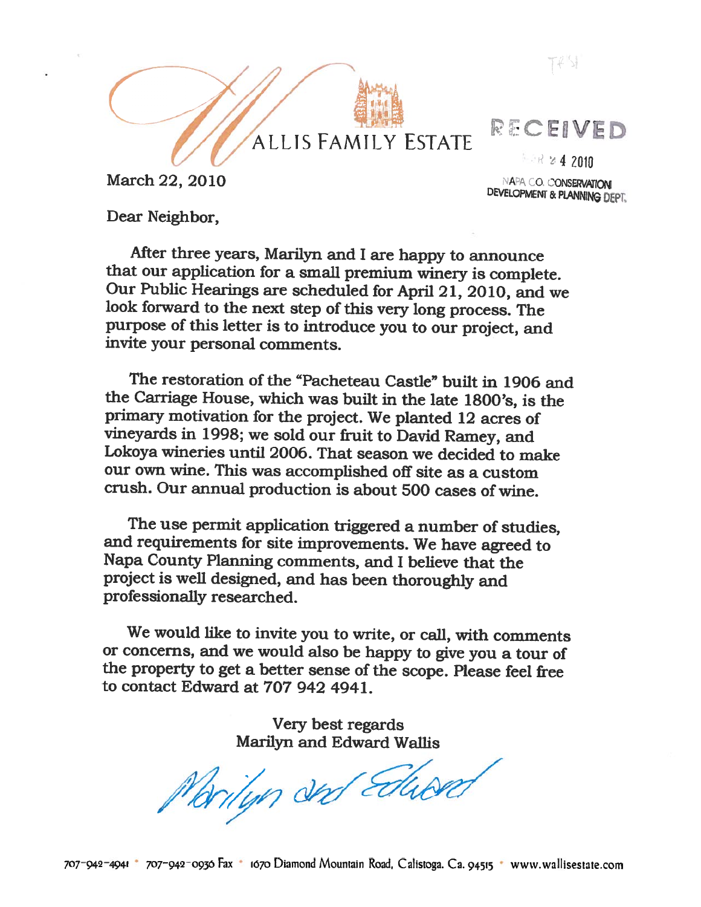WALLIS FAMILY ESTATE

RECEIVED

MAR 24 2010

NAPA CO. CONSERVATION DEVELOPMENT & PLANNING DEPT.

March 22, 2010

Dear Neighbor,

After three years, Marilyn and I are happy to announce that our application for a small premium winery is complete. Our Public Hearings are scheduled for April 21, 2010, and we look forward to the next step of this very long process. The purpose of this letter is to introduce you to our project, and invite your personal comments.

The restoration of the "Pacheteau Castle" built in 1906 and the Carriage House, which was built in the late 1800's, is the primary motivation for the project. We planted 12 acres of vineyards in 1998; we sold our fruit to David Ramey, and Lokoya wineries until 2006. That season we decided to make our own wine. This was accomplished off site as a custom crush. Our annual production is about 500 cases of wine.

The use permit application triggered a number of studies, and requirements for site improvements. We have agreed to Napa County Planning comments, and I believe that the project is well designed, and has been thoroughly and professionally researched.

We would like to invite you to write, or call, with comments or concerns, and we would also be happy to give you a tour of the property to get a better sense of the scope. Please feel free to contact Edward at 707 942 4941.

Very best regards
Marilyn and Edward Wallis

Marilyn and Edward

707-942-4941 • 707-942-0936 Fax • 1670 Diamond Mountain Road, Calistoga. Ca. 94515 • www.wallisestate.com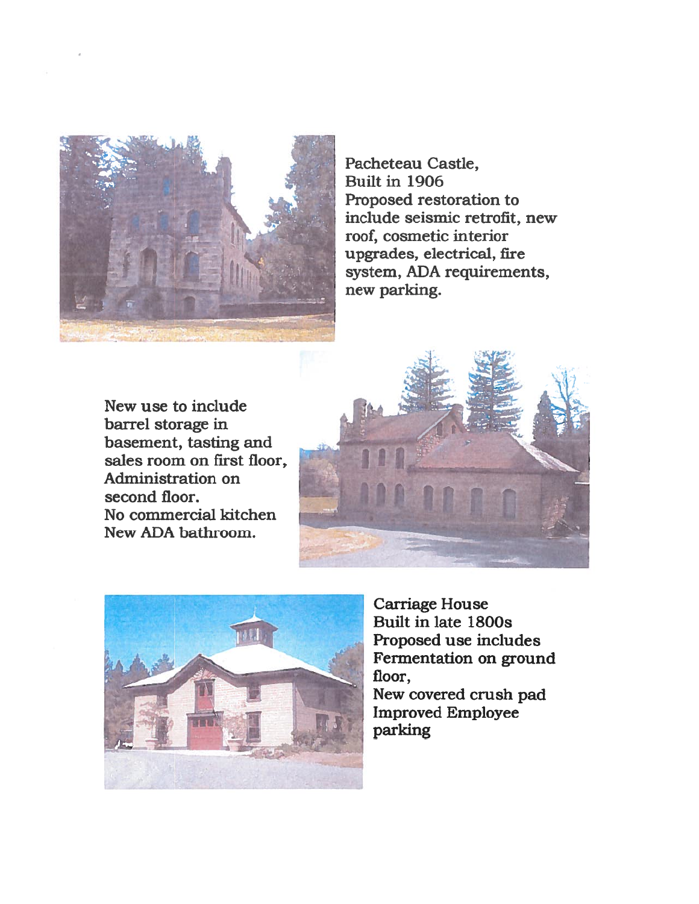Pacheteau Castle,
Built in 1906
Proposed restoration to include seismic retrofit, new roof, cosmetic interior upgrades, electrical, fire system, ADA requirements, new parking.

New use to include barrel storage in basement, tasting and sales room on first floor, Administration on second floor.
No commercial kitchen
New ADA bathroom.

Carriage House
Built in late 1800s
Proposed use includes Fermentation on ground floor,
New covered crush pad
Improved Employee parking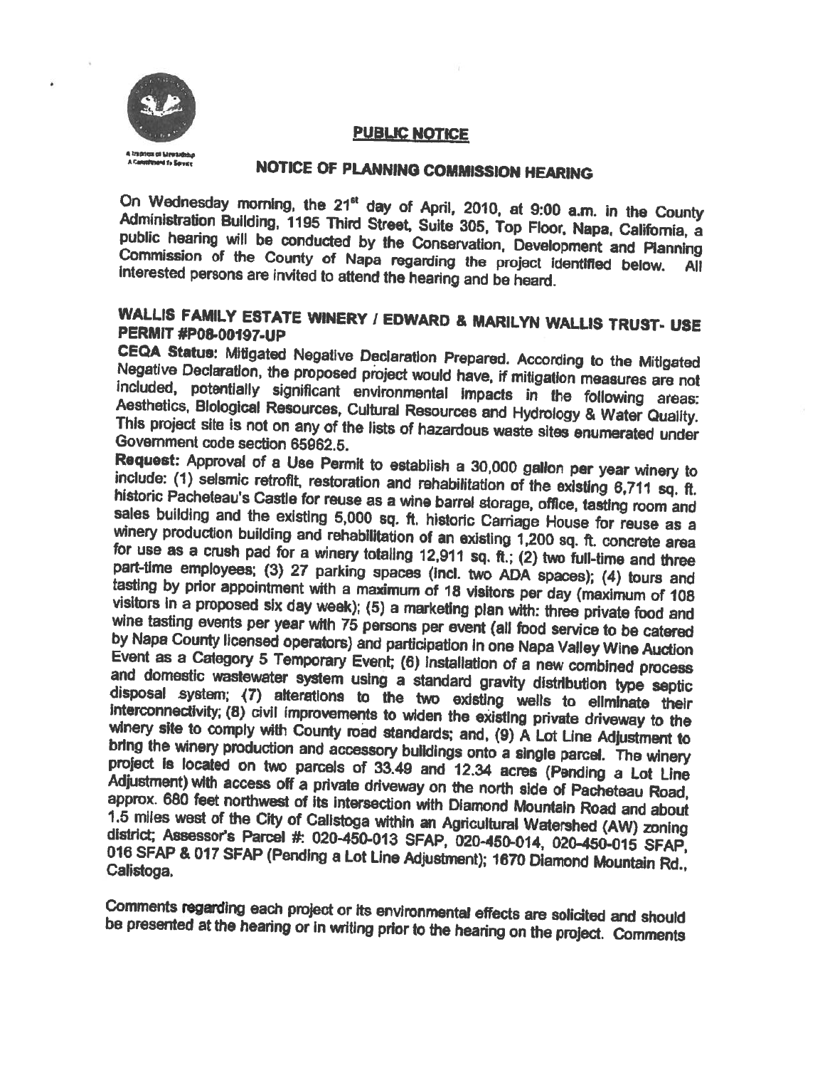## PUBLIC NOTICE

## NOTICE OF PLANNING COMMISSION HEARING

On Wednesday morning, the 21st day of April, 2010, at 9:00 a.m. in the County Administration Building, 1195 Third Street, Suite 305, Top Floor, Napa, California, a public hearing will be conducted by the Conservation, Development and Planning Commission of the County of Napa regarding the project identified below. All interested persons are invited to attend the hearing and be heard.

### WALLIS FAMILY ESTATE WINERY / EDWARD & MARILYN WALLIS TRUST- USE PERMIT #P08-00197-UP

**CEQA Status:** Mitigated Negative Declaration Prepared. According to the Mitigated Negative Declaration, the proposed project would have, if mitigation measures are not included, potentially significant environmental impacts in the following areas: Aesthetics, Biological Resources, Cultural Resources and Hydrology & Water Quality. This project site is not on any of the lists of hazardous waste sites enumerated under Government code section 65962.5.

**Request:** Approval of a Use Permit to establish a 30,000 gallon per year winery to include: (1) seismic retrofit, restoration and rehabilitation of the existing 6,711 sq. ft. historic Pacheteau's Castle for reuse as a wine barrel storage, office, tasting room and sales building and the existing 5,000 sq. ft. historic Carriage House for reuse as a winery production building and rehabilitation of an existing 1,200 sq. ft. concrete area for use as a crush pad for a winery totaling 12,911 sq. ft.; (2) two full-time and three part-time employees; (3) 27 parking spaces (incl. two ADA spaces); (4) tours and tasting by prior appointment with a maximum of 18 visitors per day (maximum of 108 visitors in a proposed six day week); (5) a marketing plan with: three private food and wine tasting events per year with 75 persons per event (all food service to be catered by Napa County licensed operators) and participation in one Napa Valley Wine Auction Event as a Category 5 Temporary Event; (6) installation of a new combined process and domestic wastewater system using a standard gravity distribution type septic disposal system; (7) alterations to the two existing wells to eliminate their interconnectivity; (8) civil improvements to widen the existing private driveway to the winery site to comply with County road standards; and, (9) A Lot Line Adjustment to bring the winery production and accessory buildings onto a single parcel. The winery project is located on two parcels of 33.49 and 12.34 acres (Pending a Lot Line Adjustment) with access off a private driveway on the north side of Pacheteau Road, approx. 680 feet northwest of its intersection with Diamond Mountain Road and about 1.5 miles west of the City of Calistoga within an Agricultural Watershed (AW) zoning district; Assessor's Parcel #: 020-450-013 SFAP, 020-450-014, 020-450-015 SFAP, 016 SFAP & 017 SFAP (Pending a Lot Line Adjustment); 1670 Diamond Mountain Rd., Calistoga.

Comments regarding each project or its environmental effects are solicited and should be presented at the hearing or in writing prior to the hearing on the project. Comments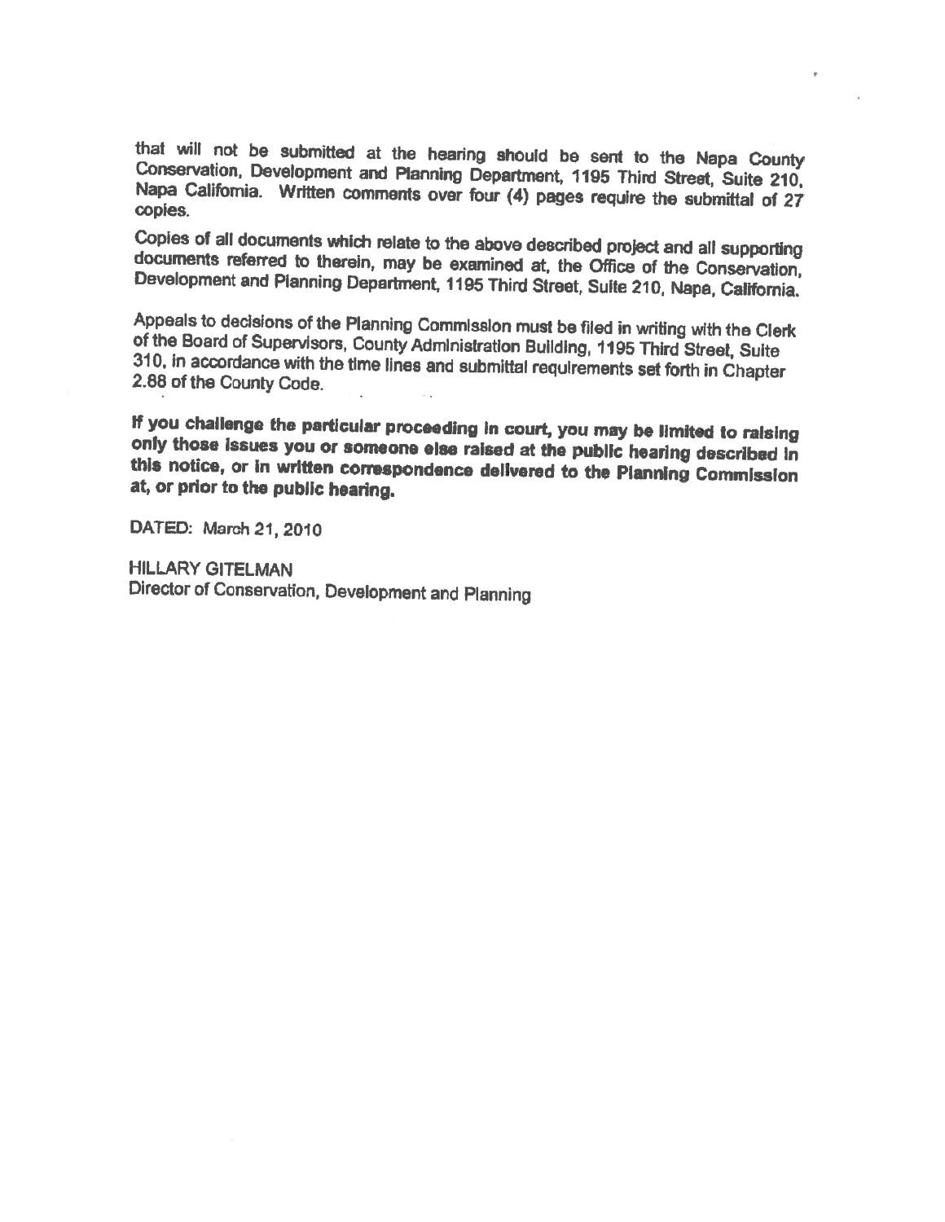that will not be submitted at the hearing should be sent to the Napa County Conservation, Development and Planning Department, 1195 Third Street, Suite 210, Napa California. Written comments over four (4) pages require the submittal of 27 copies.

Copies of all documents which relate to the above described project and all supporting documents referred to therein, may be examined at, the Office of the Conservation, Development and Planning Department, 1195 Third Street, Suite 210, Napa, California.

Appeals to decisions of the Planning Commission must be filed in writing with the Clerk of the Board of Supervisors, County Administration Building, 1195 Third Street, Suite 310, in accordance with the time lines and submittal requirements set forth in Chapter 2.88 of the County Code.

**If you challenge the particular proceeding in court, you may be limited to raising only those issues you or someone else raised at the public hearing described in this notice, or in written correspondence delivered to the Planning Commission at, or prior to the public hearing.**

DATED: March 21, 2010

HILLARY GITELMAN
Director of Conservation, Development and Planning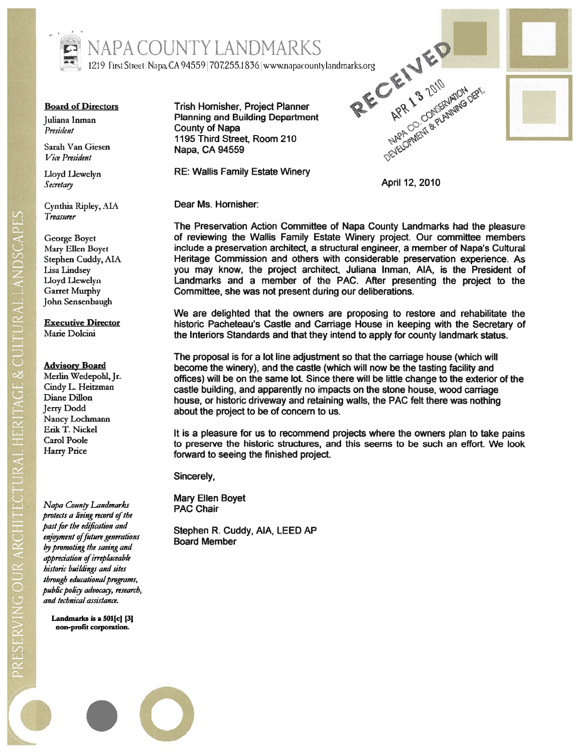# NAPA COUNTY LANDMARKS

1219 First Street | Napa, CA 94559 | 707.255.1836 | www.napacountylandmarks.org

RECEIVED
APR 13 2010
NAPA CO. CONSERVATION
DEVELOPMENT & PLANNING DEPT.

**Board of Directors**

Juliana Inman
*President*

Sarah Van Giesen
*Vice President*

Lloyd Llewelyn
*Secretary*

Cynthia Ripley, AIA
*Treasurer*

George Boyet
Mary Ellen Boyet
Stephen Cuddy, AIA
Lisa Lindsey
Lloyd Llewelyn
Garret Murphy
John Sensenbaugh

**Executive Director**
Marie Dolcini

**Advisory Board**
Merlin Wedepohl, Jr.
Cindy L. Heitzman
Diane Dillon
Jerry Dodd
Nancy Lochmann
Erik T. Nickel
Carol Poole
Harry Price

*Napa County Landmarks protects a living record of the past for the edification and enjoyment of future generations by promoting the saving and appreciation of irreplaceable historic buildings and sites through educational programs, public policy advocacy, research, and technical assistance.*

**Landmarks is a 501[c] [3] non-profit corporation.**

PRESERVING OUR ARCHITECTURAL HERITAGE & CULTURAL LANDSCAPES

---

Trish Hornisher, Project Planner
Planning and Building Department
County of Napa
1195 Third Street, Room 210
Napa, CA 94559

RE: Wallis Family Estate Winery

April 12, 2010

Dear Ms. Hornisher:

The Preservation Action Committee of Napa County Landmarks had the pleasure of reviewing the Wallis Family Estate Winery project. Our committee members include a preservation architect, a structural engineer, a member of Napa's Cultural Heritage Commission and others with considerable preservation experience. As you may know, the project architect, Juliana Inman, AIA, is the President of Landmarks and a member of the PAC. After presenting the project to the Committee, she was not present during our deliberations.

We are delighted that the owners are proposing to restore and rehabilitate the historic Pacheteau's Castle and Carriage House in keeping with the Secretary of the Interiors Standards and that they intend to apply for county landmark status.

The proposal is for a lot line adjustment so that the carriage house (which will become the winery), and the castle (which will now be the tasting facility and offices) will be on the same lot. Since there will be little change to the exterior of the castle building, and apparently no impacts on the stone house, wood carriage house, or historic driveway and retaining walls, the PAC felt there was nothing about the project to be of concern to us.

It is a pleasure for us to recommend projects where the owners plan to take pains to preserve the historic structures, and this seems to be such an effort. We look forward to seeing the finished project.

Sincerely,

Mary Ellen Boyet
PAC Chair

Stephen R. Cuddy, AIA, LEED AP
Board Member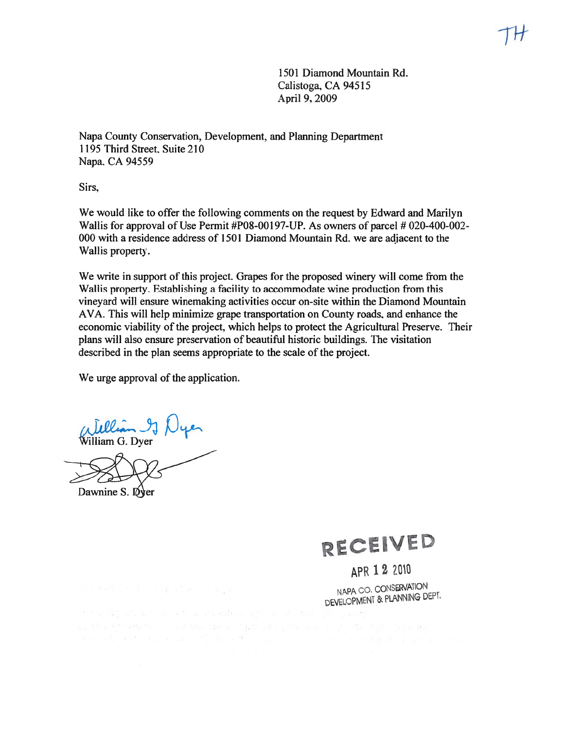TH

1501 Diamond Mountain Rd.
Calistoga, CA 94515
April 9, 2009

Napa County Conservation, Development, and Planning Department
1195 Third Street, Suite 210
Napa, CA 94559

Sirs,

We would like to offer the following comments on the request by Edward and Marilyn Wallis for approval of Use Permit #P08-00197-UP. As owners of parcel # 020-400-002-000 with a residence address of 1501 Diamond Mountain Rd. we are adjacent to the Wallis property.

We write in support of this project. Grapes for the proposed winery will come from the Wallis property. Establishing a facility to accommodate wine production from this vineyard will ensure winemaking activities occur on-site within the Diamond Mountain AVA. This will help minimize grape transportation on County roads, and enhance the economic viability of the project, which helps to protect the Agricultural Preserve. Their plans will also ensure preservation of beautiful historic buildings. The visitation described in the plan seems appropriate to the scale of the project.

We urge approval of the application.

William G. Dyer

Dawnine S. Dyer

RECEIVED

APR 12 2010

NAPA CO. CONSERVATION
DEVELOPMENT & PLANNING DEPT.